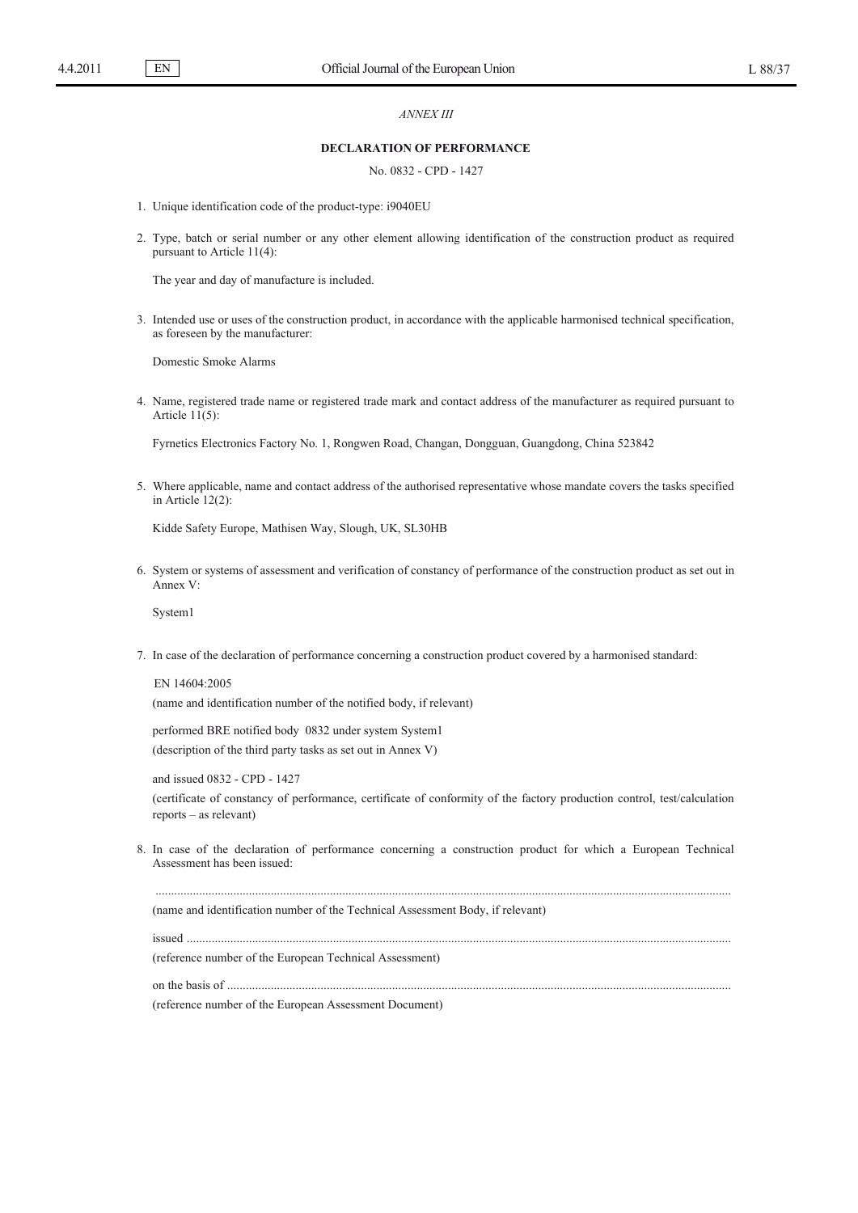*ANNEX III*

**DECLARATION OF PERFORMANCE**

No. 0832 - CPD - 1427

1. Unique identification code of the product-type: i9040EU

2. Type, batch or serial number or any other element allowing identification of the construction product as required pursuant to Article 11(4):

   The year and day of manufacture is included.

3. Intended use or uses of the construction product, in accordance with the applicable harmonised technical specification, as foreseen by the manufacturer:

   Domestic Smoke Alarms

4. Name, registered trade name or registered trade mark and contact address of the manufacturer as required pursuant to Article 11(5):

   Fyrnetics Electronics Factory No. 1, Rongwen Road, Changan, Dongguan, Guangdong, China 523842

5. Where applicable, name and contact address of the authorised representative whose mandate covers the tasks specified in Article 12(2):

   Kidde Safety Europe, Mathisen Way, Slough, UK, SL30HB

6. System or systems of assessment and verification of constancy of performance of the construction product as set out in Annex V:

   System1

7. In case of the declaration of performance concerning a construction product covered by a harmonised standard:

   EN 14604:2005

   (name and identification number of the notified body, if relevant)

   performed BRE notified body 0832 under system System1

   (description of the third party tasks as set out in Annex V)

   and issued 0832 - CPD - 1427

   (certificate of constancy of performance, certificate of conformity of the factory production control, test/calculation reports – as relevant)

8. In case of the declaration of performance concerning a construction product for which a European Technical Assessment has been issued:

   ...........................................................................................................................................................................

   (name and identification number of the Technical Assessment Body, if relevant)

   issued ...................................................................................................................................................................

   (reference number of the European Technical Assessment)

   on the basis of ......................................................................................................................................................

   (reference number of the European Assessment Document)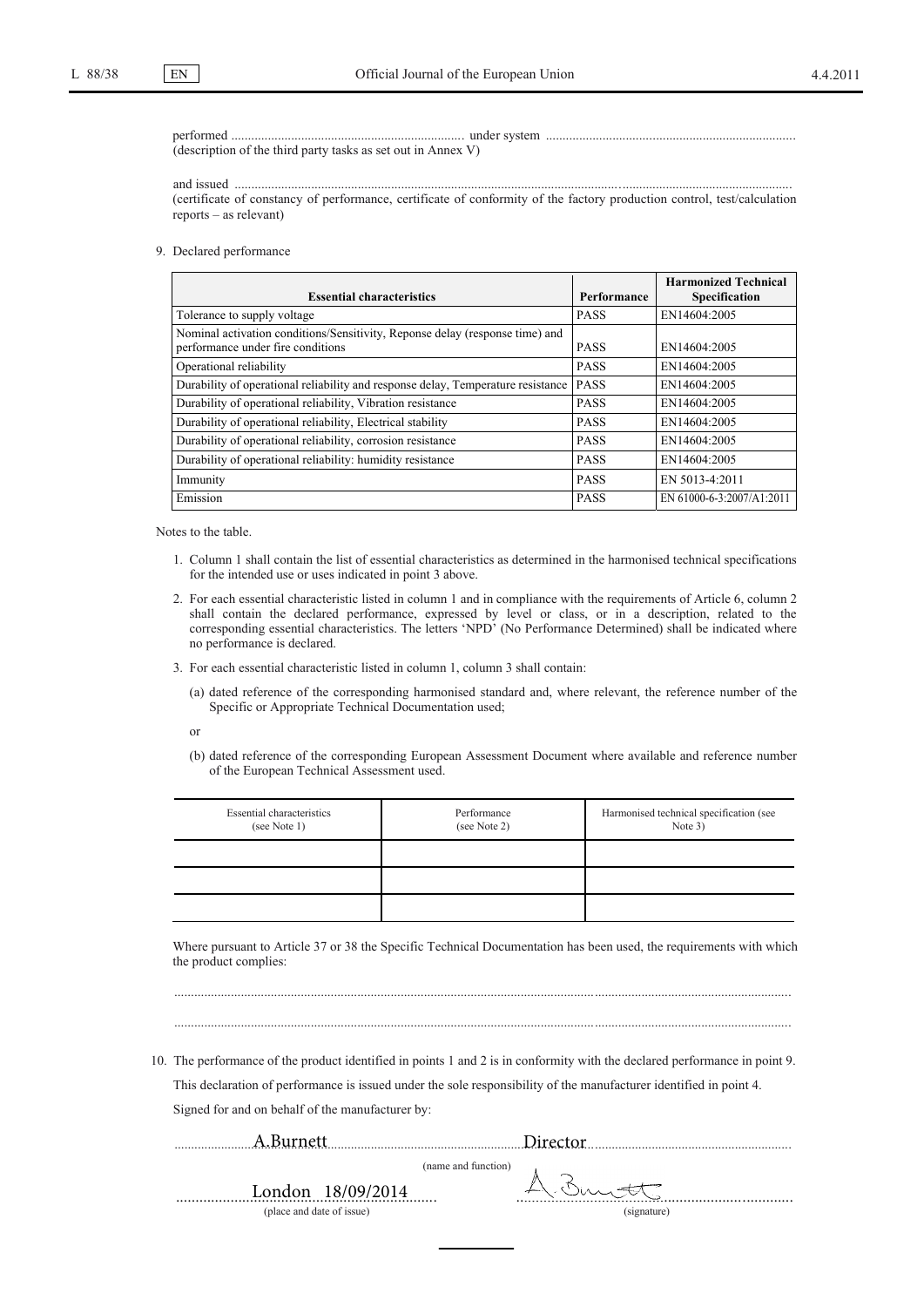performed ...................................................................... under system ..........................................................................
(description of the third party tasks as set out in Annex V)

and issued ...........................................................................................................................................................................
(certificate of constancy of performance, certificate of conformity of the factory production control, test/calculation reports – as relevant)

9. Declared performance

| Essential characteristics | Performance | Harmonized Technical Specification |
|---|---|---|
| Tolerance to supply voltage | PASS | EN14604:2005 |
| Nominal activation conditions/Sensitivity, Reponse delay (response time) and performance under fire conditions | PASS | EN14604:2005 |
| Operational reliability | PASS | EN14604:2005 |
| Durability of operational reliability and response delay, Temperature resistance | PASS | EN14604:2005 |
| Durability of operational reliability, Vibration resistance | PASS | EN14604:2005 |
| Durability of operational reliability, Electrical stability | PASS | EN14604:2005 |
| Durability of operational reliability, corrosion resistance | PASS | EN14604:2005 |
| Durability of operational reliability: humidity resistance | PASS | EN14604:2005 |
| Immunity | PASS | EN 5013-4:2011 |
| Emission | PASS | EN 61000-6-3:2007/A1:2011 |

Notes to the table.

1. Column 1 shall contain the list of essential characteristics as determined in the harmonised technical specifications for the intended use or uses indicated in point 3 above.
2. For each essential characteristic listed in column 1 and in compliance with the requirements of Article 6, column 2 shall contain the declared performance, expressed by level or class, or in a description, related to the corresponding essential characteristics. The letters 'NPD' (No Performance Determined) shall be indicated where no performance is declared.
3. For each essential characteristic listed in column 1, column 3 shall contain:

   (a) dated reference of the corresponding harmonised standard and, where relevant, the reference number of the Specific or Appropriate Technical Documentation used;

   or

   (b) dated reference of the corresponding European Assessment Document where available and reference number of the European Technical Assessment used.

| Essential characteristics (see Note 1) | Performance (see Note 2) | Harmonised technical specification (see Note 3) |
|---|---|---|
| | | |
| | | |
| | | |

Where pursuant to Article 37 or 38 the Specific Technical Documentation has been used, the requirements with which the product complies:

...........................................................................................................................................................................

...........................................................................................................................................................................

10. The performance of the product identified in points 1 and 2 is in conformity with the declared performance in point 9.

This declaration of performance is issued under the sole responsibility of the manufacturer identified in point 4.

Signed for and on behalf of the manufacturer by:

A.Burnett Director
(name and function)

London 18/09/2014
(place and date of issue)

A. Burnett
(signature)